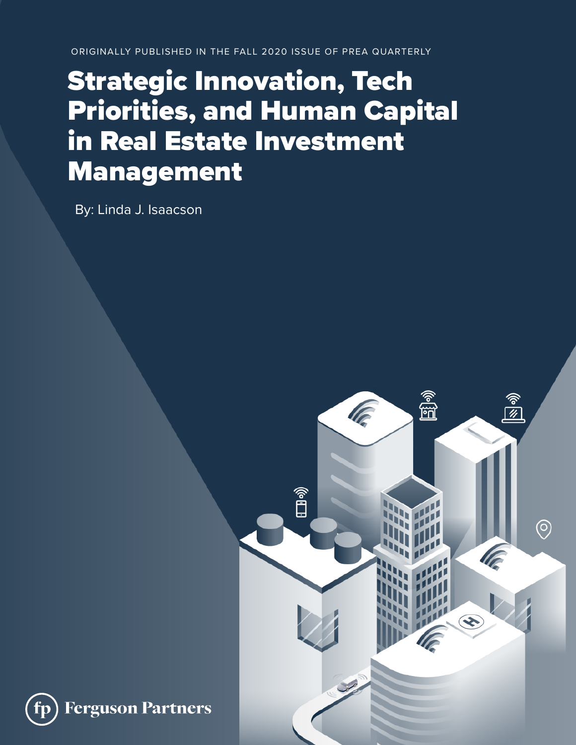ORIGINALLY PUBLISHED IN THE FALL 2020 ISSUE OF PREA QUARTERLY

# Strategic Innovation, Tech Priorities, and Human Capital in Real Estate Investment Management

By: Linda J. Isaacson

Ferguson Partners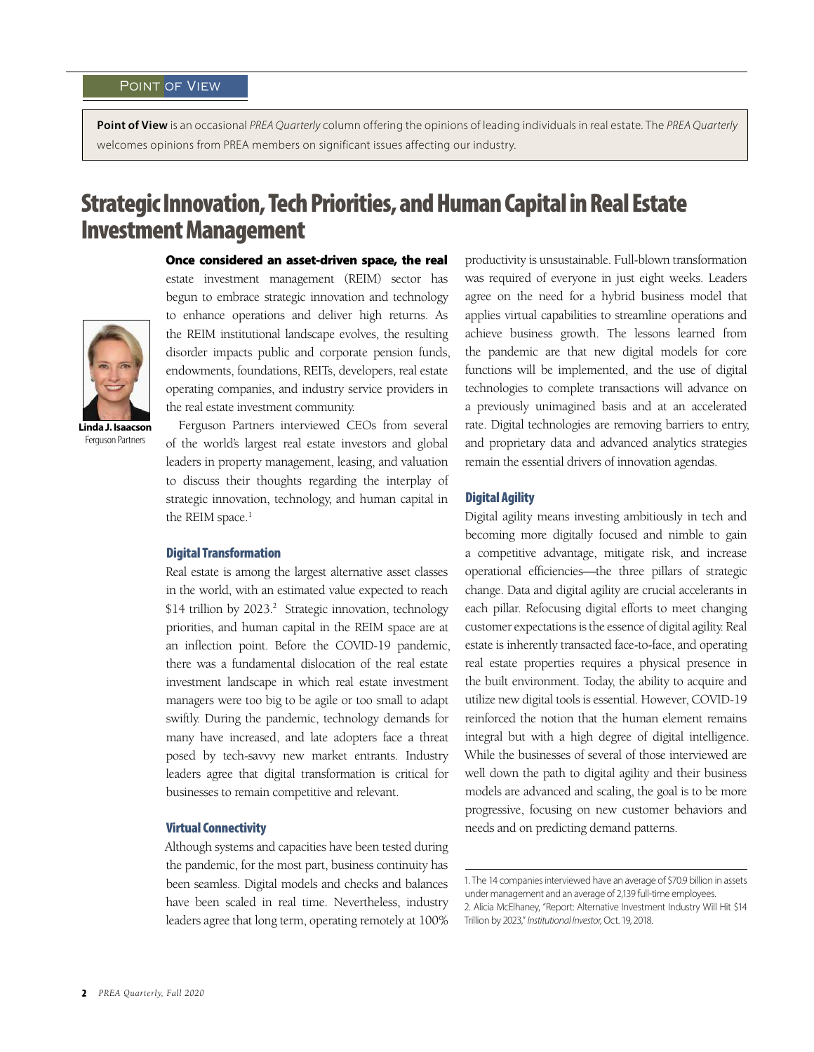Point of View

**Point of View** is an occasional *PREA Quarterly* column offering the opinions of leading individuals in real estate. The *PREA Quarterly* welcomes opinions from PREA members on significant issues affecting our industry.

# Strategic Innovation, Tech Priorities, and Human Capital in Real Estate Investment Management

**Linda J. Isaacson**
Ferguson Partners

**Once considered an asset-driven space, the real** estate investment management (REIM) sector has begun to embrace strategic innovation and technology to enhance operations and deliver high returns. As the REIM institutional landscape evolves, the resulting disorder impacts public and corporate pension funds, endowments, foundations, REITs, developers, real estate operating companies, and industry service providers in the real estate investment community.

Ferguson Partners interviewed CEOs from several of the world's largest real estate investors and global leaders in property management, leasing, and valuation to discuss their thoughts regarding the interplay of strategic innovation, technology, and human capital in the REIM space.[1]

## Digital Transformation

Real estate is among the largest alternative asset classes in the world, with an estimated value expected to reach $14 trillion by 2023.[2] Strategic innovation, technology priorities, and human capital in the REIM space are at an inflection point. Before the COVID-19 pandemic, there was a fundamental dislocation of the real estate investment landscape in which real estate investment managers were too big to be agile or too small to adapt swiftly. During the pandemic, technology demands for many have increased, and late adopters face a threat posed by tech-savvy new market entrants. Industry leaders agree that digital transformation is critical for businesses to remain competitive and relevant.

## Virtual Connectivity

Although systems and capacities have been tested during the pandemic, for the most part, business continuity has been seamless. Digital models and checks and balances have been scaled in real time. Nevertheless, industry leaders agree that long term, operating remotely at 100% productivity is unsustainable. Full-blown transformation was required of everyone in just eight weeks. Leaders agree on the need for a hybrid business model that applies virtual capabilities to streamline operations and achieve business growth. The lessons learned from the pandemic are that new digital models for core functions will be implemented, and the use of digital technologies to complete transactions will advance on a previously unimagined basis and at an accelerated rate. Digital technologies are removing barriers to entry, and proprietary data and advanced analytics strategies remain the essential drivers of innovation agendas.

## Digital Agility

Digital agility means investing ambitiously in tech and becoming more digitally focused and nimble to gain a competitive advantage, mitigate risk, and increase operational efficiencies—the three pillars of strategic change. Data and digital agility are crucial accelerants in each pillar. Refocusing digital efforts to meet changing customer expectations is the essence of digital agility. Real estate is inherently transacted face-to-face, and operating real estate properties requires a physical presence in the built environment. Today, the ability to acquire and utilize new digital tools is essential. However, COVID-19 reinforced the notion that the human element remains integral but with a high degree of digital intelligence. While the businesses of several of those interviewed are well down the path to digital agility and their business models are advanced and scaling, the goal is to be more progressive, focusing on new customer behaviors and needs and on predicting demand patterns.

---

1. The 14 companies interviewed have an average of $70.9 billion in assets under management and an average of 2,139 full-time employees.
2. Alicia McElhaney, "Report: Alternative Investment Industry Will Hit $14 Trillion by 2023," *Institutional Investor*, Oct. 19, 2018.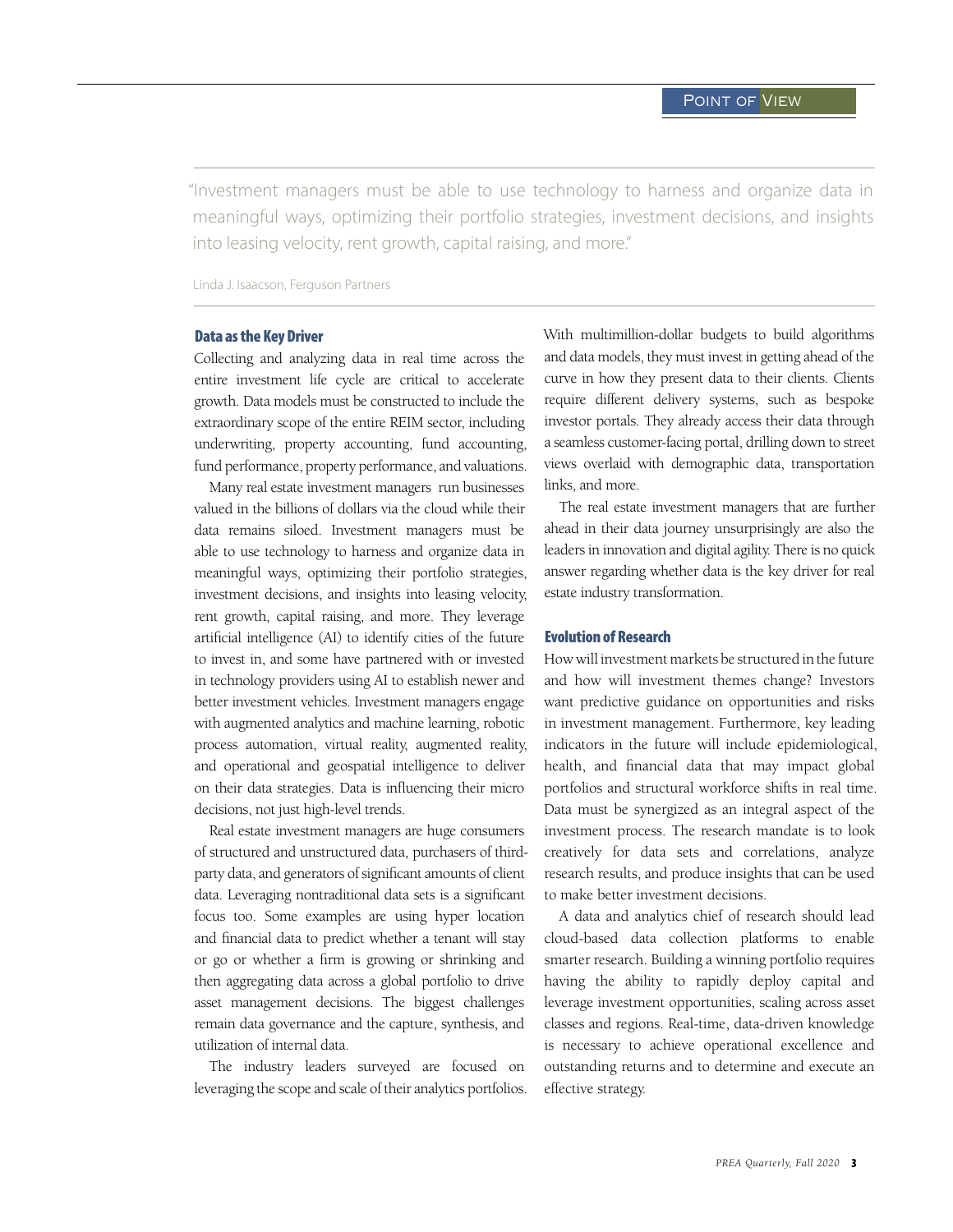> "Investment managers must be able to use technology to harness and organize data in meaningful ways, optimizing their portfolio strategies, investment decisions, and insights into leasing velocity, rent growth, capital raising, and more."
>
> Linda J. Isaacson, Ferguson Partners

### Data as the Key Driver

Collecting and analyzing data in real time across the entire investment life cycle are critical to accelerate growth. Data models must be constructed to include the extraordinary scope of the entire REIM sector, including underwriting, property accounting, fund accounting, fund performance, property performance, and valuations.

Many real estate investment managers run businesses valued in the billions of dollars via the cloud while their data remains siloed. Investment managers must be able to use technology to harness and organize data in meaningful ways, optimizing their portfolio strategies, investment decisions, and insights into leasing velocity, rent growth, capital raising, and more. They leverage artificial intelligence (AI) to identify cities of the future to invest in, and some have partnered with or invested in technology providers using AI to establish newer and better investment vehicles. Investment managers engage with augmented analytics and machine learning, robotic process automation, virtual reality, augmented reality, and operational and geospatial intelligence to deliver on their data strategies. Data is influencing their micro decisions, not just high-level trends.

Real estate investment managers are huge consumers of structured and unstructured data, purchasers of third-party data, and generators of significant amounts of client data. Leveraging nontraditional data sets is a significant focus too. Some examples are using hyper location and financial data to predict whether a tenant will stay or go or whether a firm is growing or shrinking and then aggregating data across a global portfolio to drive asset management decisions. The biggest challenges remain data governance and the capture, synthesis, and utilization of internal data.

The industry leaders surveyed are focused on leveraging the scope and scale of their analytics portfolios. With multimillion-dollar budgets to build algorithms and data models, they must invest in getting ahead of the curve in how they present data to their clients. Clients require different delivery systems, such as bespoke investor portals. They already access their data through a seamless customer-facing portal, drilling down to street views overlaid with demographic data, transportation links, and more.

The real estate investment managers that are further ahead in their data journey unsurprisingly are also the leaders in innovation and digital agility. There is no quick answer regarding whether data is the key driver for real estate industry transformation.

### Evolution of Research

How will investment markets be structured in the future and how will investment themes change? Investors want predictive guidance on opportunities and risks in investment management. Furthermore, key leading indicators in the future will include epidemiological, health, and financial data that may impact global portfolios and structural workforce shifts in real time. Data must be synergized as an integral aspect of the investment process. The research mandate is to look creatively for data sets and correlations, analyze research results, and produce insights that can be used to make better investment decisions.

A data and analytics chief of research should lead cloud-based data collection platforms to enable smarter research. Building a winning portfolio requires having the ability to rapidly deploy capital and leverage investment opportunities, scaling across asset classes and regions. Real-time, data-driven knowledge is necessary to achieve operational excellence and outstanding returns and to determine and execute an effective strategy.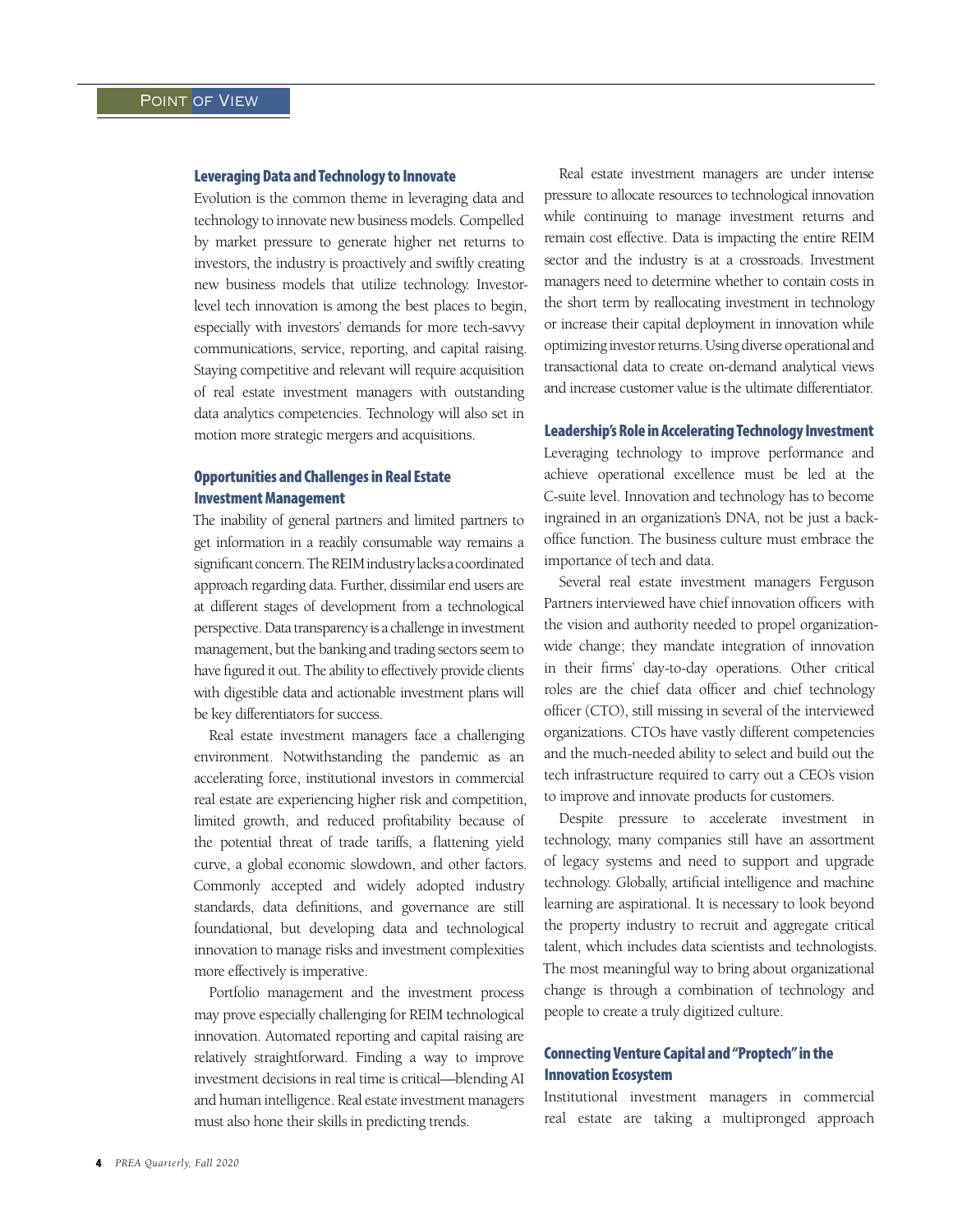## Leveraging Data and Technology to Innovate

Evolution is the common theme in leveraging data and technology to innovate new business models. Compelled by market pressure to generate higher net returns to investors, the industry is proactively and swiftly creating new business models that utilize technology. Investor-level tech innovation is among the best places to begin, especially with investors' demands for more tech-savvy communications, service, reporting, and capital raising. Staying competitive and relevant will require acquisition of real estate investment managers with outstanding data analytics competencies. Technology will also set in motion more strategic mergers and acquisitions.

## Opportunities and Challenges in Real Estate Investment Management

The inability of general partners and limited partners to get information in a readily consumable way remains a significant concern. The REIM industry lacks a coordinated approach regarding data. Further, dissimilar end users are at different stages of development from a technological perspective. Data transparency is a challenge in investment management, but the banking and trading sectors seem to have figured it out. The ability to effectively provide clients with digestible data and actionable investment plans will be key differentiators for success.

Real estate investment managers face a challenging environment. Notwithstanding the pandemic as an accelerating force, institutional investors in commercial real estate are experiencing higher risk and competition, limited growth, and reduced profitability because of the potential threat of trade tariffs, a flattening yield curve, a global economic slowdown, and other factors. Commonly accepted and widely adopted industry standards, data definitions, and governance are still foundational, but developing data and technological innovation to manage risks and investment complexities more effectively is imperative.

Portfolio management and the investment process may prove especially challenging for REIM technological innovation. Automated reporting and capital raising are relatively straightforward. Finding a way to improve investment decisions in real time is critical—blending AI and human intelligence. Real estate investment managers must also hone their skills in predicting trends.

Real estate investment managers are under intense pressure to allocate resources to technological innovation while continuing to manage investment returns and remain cost effective. Data is impacting the entire REIM sector and the industry is at a crossroads. Investment managers need to determine whether to contain costs in the short term by reallocating investment in technology or increase their capital deployment in innovation while optimizing investor returns. Using diverse operational and transactional data to create on-demand analytical views and increase customer value is the ultimate differentiator.

## Leadership's Role in Accelerating Technology Investment

Leveraging technology to improve performance and achieve operational excellence must be led at the C-suite level. Innovation and technology has to become ingrained in an organization's DNA, not be just a back-office function. The business culture must embrace the importance of tech and data.

Several real estate investment managers Ferguson Partners interviewed have chief innovation officers with the vision and authority needed to propel organization-wide change; they mandate integration of innovation in their firms' day-to-day operations. Other critical roles are the chief data officer and chief technology officer (CTO), still missing in several of the interviewed organizations. CTOs have vastly different competencies and the much-needed ability to select and build out the tech infrastructure required to carry out a CEO's vision to improve and innovate products for customers.

Despite pressure to accelerate investment in technology, many companies still have an assortment of legacy systems and need to support and upgrade technology. Globally, artificial intelligence and machine learning are aspirational. It is necessary to look beyond the property industry to recruit and aggregate critical talent, which includes data scientists and technologists. The most meaningful way to bring about organizational change is through a combination of technology and people to create a truly digitized culture.

## Connecting Venture Capital and "Proptech" in the Innovation Ecosystem

Institutional investment managers in commercial real estate are taking a multipronged approach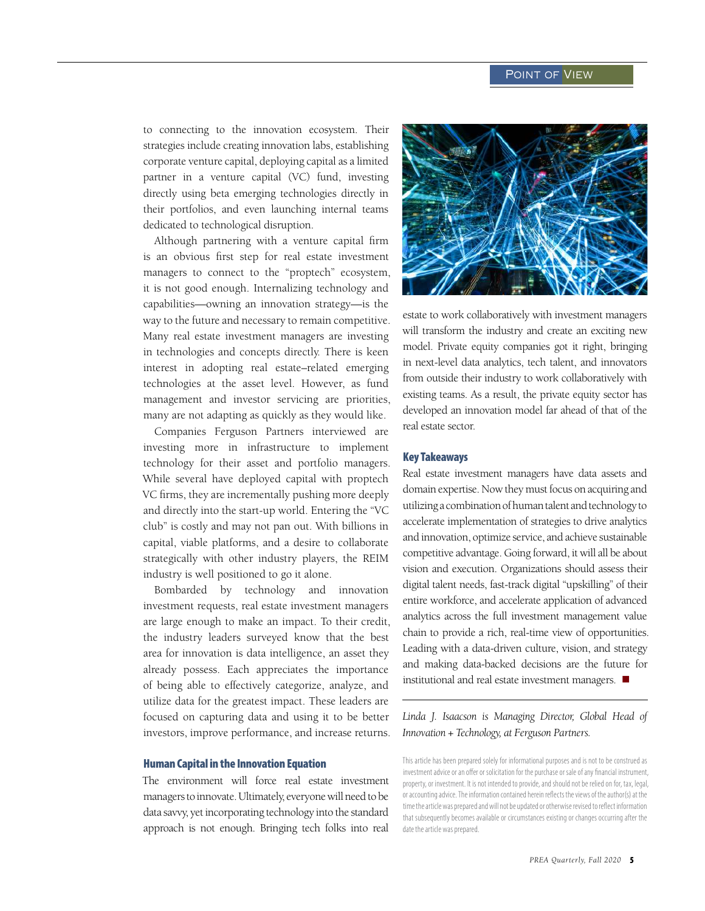to connecting to the innovation ecosystem. Their strategies include creating innovation labs, establishing corporate venture capital, deploying capital as a limited partner in a venture capital (VC) fund, investing directly using beta emerging technologies directly in their portfolios, and even launching internal teams dedicated to technological disruption.

Although partnering with a venture capital firm is an obvious first step for real estate investment managers to connect to the "proptech" ecosystem, it is not good enough. Internalizing technology and capabilities—owning an innovation strategy—is the way to the future and necessary to remain competitive. Many real estate investment managers are investing in technologies and concepts directly. There is keen interest in adopting real estate–related emerging technologies at the asset level. However, as fund management and investor servicing are priorities, many are not adapting as quickly as they would like.

Companies Ferguson Partners interviewed are investing more in infrastructure to implement technology for their asset and portfolio managers. While several have deployed capital with proptech VC firms, they are incrementally pushing more deeply and directly into the start-up world. Entering the "VC club" is costly and may not pan out. With billions in capital, viable platforms, and a desire to collaborate strategically with other industry players, the REIM industry is well positioned to go it alone.

Bombarded by technology and innovation investment requests, real estate investment managers are large enough to make an impact. To their credit, the industry leaders surveyed know that the best area for innovation is data intelligence, an asset they already possess. Each appreciates the importance of being able to effectively categorize, analyze, and utilize data for the greatest impact. These leaders are focused on capturing data and using it to be better investors, improve performance, and increase returns.

## Human Capital in the Innovation Equation

The environment will force real estate investment managers to innovate. Ultimately, everyone will need to be data savvy, yet incorporating technology into the standard approach is not enough. Bringing tech folks into real estate to work collaboratively with investment managers will transform the industry and create an exciting new model. Private equity companies got it right, bringing in next-level data analytics, tech talent, and innovators from outside their industry to work collaboratively with existing teams. As a result, the private equity sector has developed an innovation model far ahead of that of the real estate sector.

## Key Takeaways

Real estate investment managers have data assets and domain expertise. Now they must focus on acquiring and utilizing a combination of human talent and technology to accelerate implementation of strategies to drive analytics and innovation, optimize service, and achieve sustainable competitive advantage. Going forward, it will all be about vision and execution. Organizations should assess their digital talent needs, fast-track digital "upskilling" of their entire workforce, and accelerate application of advanced analytics across the full investment management value chain to provide a rich, real-time view of opportunities. Leading with a data-driven culture, vision, and strategy and making data-backed decisions are the future for institutional and real estate investment managers. ■

---

*Linda J. Isaacson is Managing Director, Global Head of Innovation + Technology, at Ferguson Partners.*

This article has been prepared solely for informational purposes and is not to be construed as investment advice or an offer or solicitation for the purchase or sale of any financial instrument, property, or investment. It is not intended to provide, and should not be relied on for, tax, legal, or accounting advice. The information contained herein reflects the views of the author(s) at the time the article was prepared and will not be updated or otherwise revised to reflect information that subsequently becomes available or circumstances existing or changes occurring after the date the article was prepared.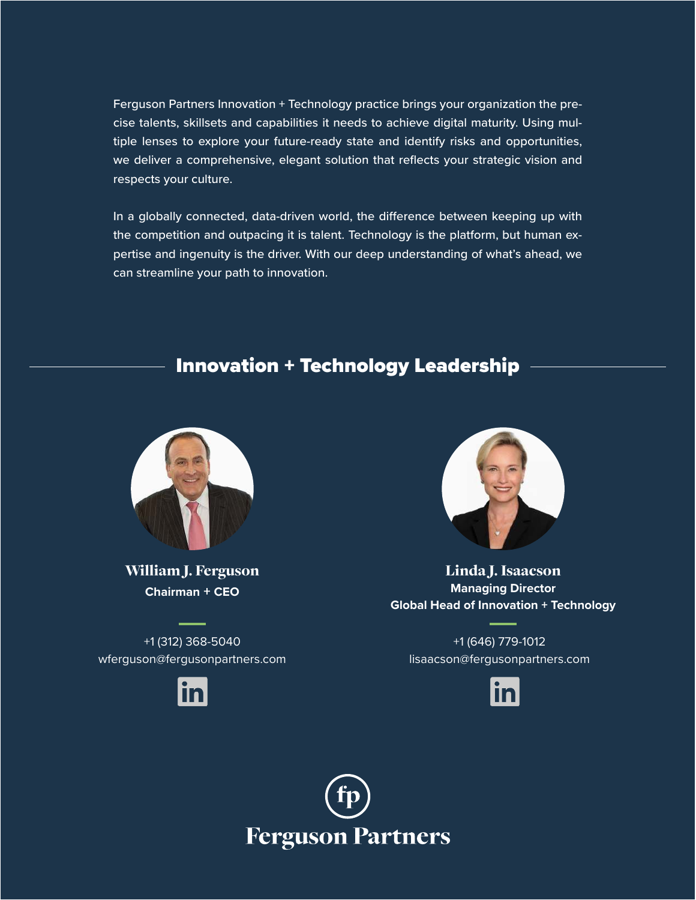Ferguson Partners Innovation + Technology practice brings your organization the precise talents, skillsets and capabilities it needs to achieve digital maturity. Using multiple lenses to explore your future-ready state and identify risks and opportunities, we deliver a comprehensive, elegant solution that reflects your strategic vision and respects your culture.

In a globally connected, data-driven world, the difference between keeping up with the competition and outpacing it is talent. Technology is the platform, but human expertise and ingenuity is the driver. With our deep understanding of what's ahead, we can streamline your path to innovation.

## Innovation + Technology Leadership

**William J. Ferguson**
**Chairman + CEO**

+1 (312) 368-5040
wferguson@fergusonpartners.com

**Linda J. Isaacson**
**Managing Director**
**Global Head of Innovation + Technology**

+1 (646) 779-1012
lisaacson@fergusonpartners.com

fp
Ferguson Partners